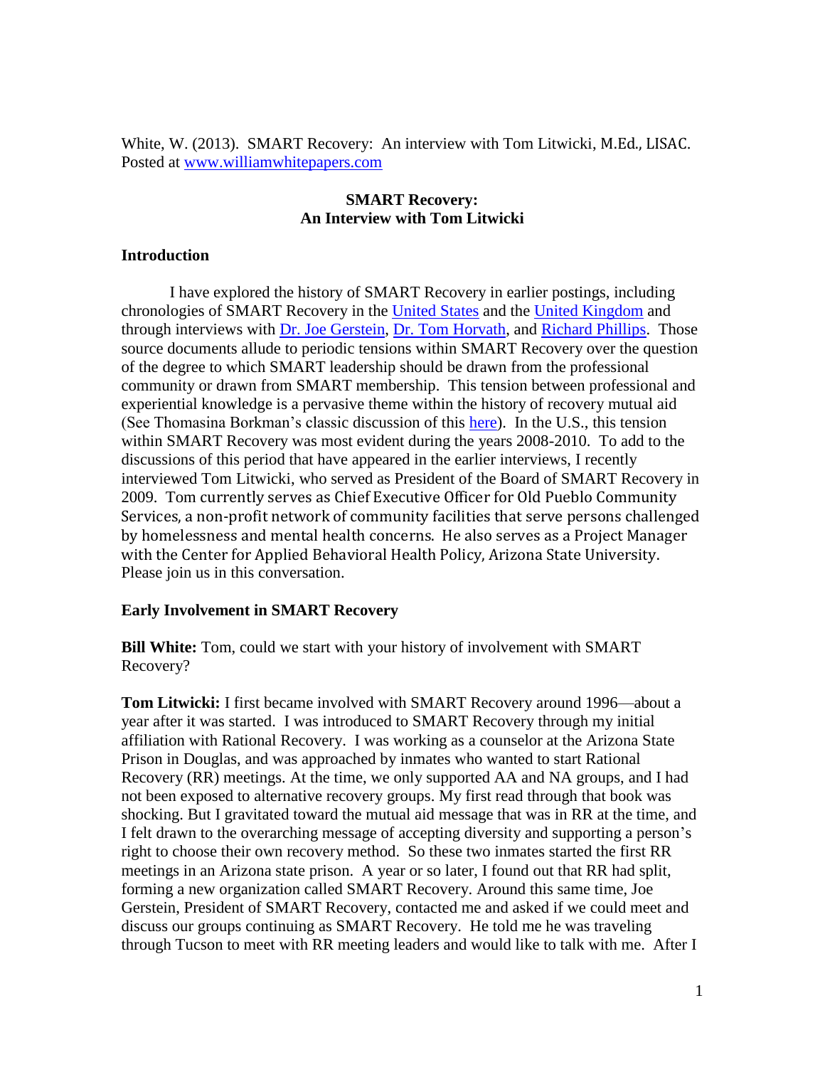White, W. (2013). SMART Recovery: An interview with Tom Litwicki, M.Ed., LISAC. Posted at [www.williamwhitepapers.com](www.williamwhitepapers.com)

## SMART Recovery:
## An Interview with Tom Litwicki

### Introduction

I have explored the history of SMART Recovery in earlier postings, including chronologies of SMART Recovery in the United States and the United Kingdom and through interviews with Dr. Joe Gerstein, Dr. Tom Horvath, and Richard Phillips. Those source documents allude to periodic tensions within SMART Recovery over the question of the degree to which SMART leadership should be drawn from the professional community or drawn from SMART membership. This tension between professional and experiential knowledge is a pervasive theme within the history of recovery mutual aid (See Thomasina Borkman's classic discussion of this here). In the U.S., this tension within SMART Recovery was most evident during the years 2008-2010. To add to the discussions of this period that have appeared in the earlier interviews, I recently interviewed Tom Litwicki, who served as President of the Board of SMART Recovery in 2009. Tom currently serves as Chief Executive Officer for Old Pueblo Community Services, a non-profit network of community facilities that serve persons challenged by homelessness and mental health concerns. He also serves as a Project Manager with the Center for Applied Behavioral Health Policy, Arizona State University. Please join us in this conversation.

### Early Involvement in SMART Recovery

**Bill White:** Tom, could we start with your history of involvement with SMART Recovery?

**Tom Litwicki:** I first became involved with SMART Recovery around 1996—about a year after it was started. I was introduced to SMART Recovery through my initial affiliation with Rational Recovery. I was working as a counselor at the Arizona State Prison in Douglas, and was approached by inmates who wanted to start Rational Recovery (RR) meetings. At the time, we only supported AA and NA groups, and I had not been exposed to alternative recovery groups. My first read through that book was shocking. But I gravitated toward the mutual aid message that was in RR at the time, and I felt drawn to the overarching message of accepting diversity and supporting a person's right to choose their own recovery method. So these two inmates started the first RR meetings in an Arizona state prison. A year or so later, I found out that RR had split, forming a new organization called SMART Recovery. Around this same time, Joe Gerstein, President of SMART Recovery, contacted me and asked if we could meet and discuss our groups continuing as SMART Recovery. He told me he was traveling through Tucson to meet with RR meeting leaders and would like to talk with me. After I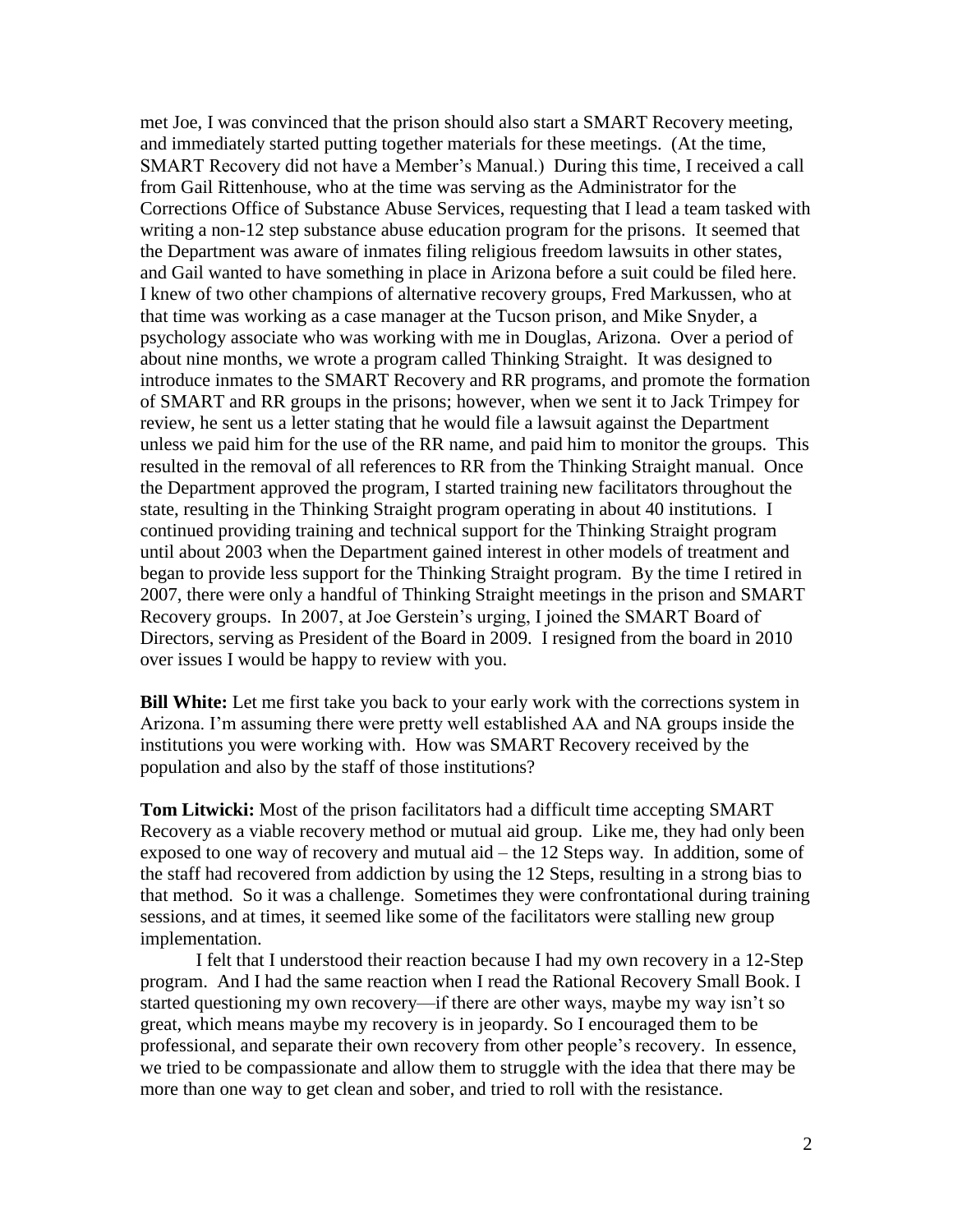met Joe, I was convinced that the prison should also start a SMART Recovery meeting, and immediately started putting together materials for these meetings. (At the time, SMART Recovery did not have a Member's Manual.) During this time, I received a call from Gail Rittenhouse, who at the time was serving as the Administrator for the Corrections Office of Substance Abuse Services, requesting that I lead a team tasked with writing a non-12 step substance abuse education program for the prisons. It seemed that the Department was aware of inmates filing religious freedom lawsuits in other states, and Gail wanted to have something in place in Arizona before a suit could be filed here. I knew of two other champions of alternative recovery groups, Fred Markussen, who at that time was working as a case manager at the Tucson prison, and Mike Snyder, a psychology associate who was working with me in Douglas, Arizona. Over a period of about nine months, we wrote a program called Thinking Straight. It was designed to introduce inmates to the SMART Recovery and RR programs, and promote the formation of SMART and RR groups in the prisons; however, when we sent it to Jack Trimpey for review, he sent us a letter stating that he would file a lawsuit against the Department unless we paid him for the use of the RR name, and paid him to monitor the groups. This resulted in the removal of all references to RR from the Thinking Straight manual. Once the Department approved the program, I started training new facilitators throughout the state, resulting in the Thinking Straight program operating in about 40 institutions. I continued providing training and technical support for the Thinking Straight program until about 2003 when the Department gained interest in other models of treatment and began to provide less support for the Thinking Straight program. By the time I retired in 2007, there were only a handful of Thinking Straight meetings in the prison and SMART Recovery groups. In 2007, at Joe Gerstein's urging, I joined the SMART Board of Directors, serving as President of the Board in 2009. I resigned from the board in 2010 over issues I would be happy to review with you.

**Bill White:** Let me first take you back to your early work with the corrections system in Arizona. I'm assuming there were pretty well established AA and NA groups inside the institutions you were working with. How was SMART Recovery received by the population and also by the staff of those institutions?

**Tom Litwicki:** Most of the prison facilitators had a difficult time accepting SMART Recovery as a viable recovery method or mutual aid group. Like me, they had only been exposed to one way of recovery and mutual aid – the 12 Steps way. In addition, some of the staff had recovered from addiction by using the 12 Steps, resulting in a strong bias to that method. So it was a challenge. Sometimes they were confrontational during training sessions, and at times, it seemed like some of the facilitators were stalling new group implementation.

I felt that I understood their reaction because I had my own recovery in a 12-Step program. And I had the same reaction when I read the Rational Recovery Small Book. I started questioning my own recovery—if there are other ways, maybe my way isn't so great, which means maybe my recovery is in jeopardy. So I encouraged them to be professional, and separate their own recovery from other people's recovery. In essence, we tried to be compassionate and allow them to struggle with the idea that there may be more than one way to get clean and sober, and tried to roll with the resistance.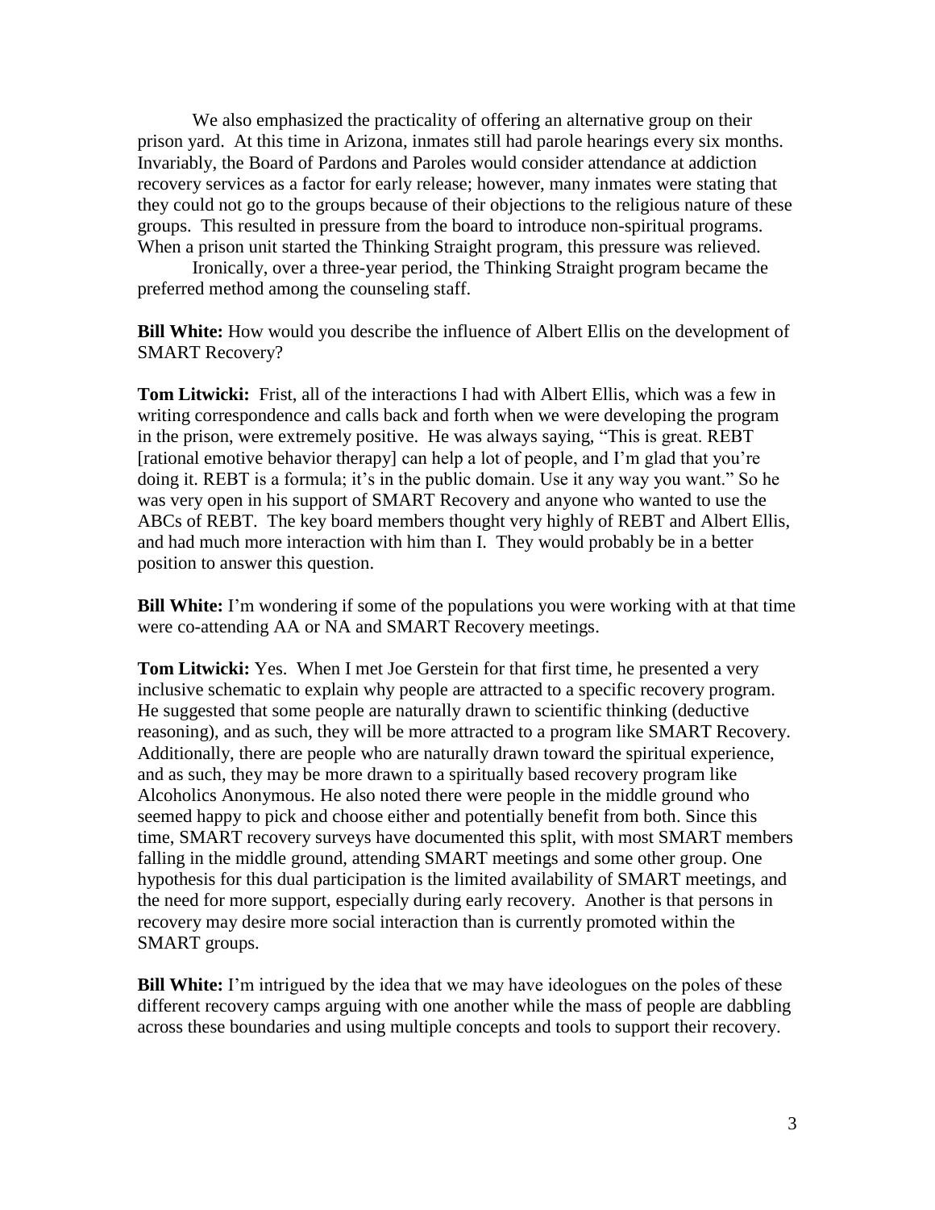We also emphasized the practicality of offering an alternative group on their prison yard. At this time in Arizona, inmates still had parole hearings every six months. Invariably, the Board of Pardons and Paroles would consider attendance at addiction recovery services as a factor for early release; however, many inmates were stating that they could not go to the groups because of their objections to the religious nature of these groups. This resulted in pressure from the board to introduce non-spiritual programs. When a prison unit started the Thinking Straight program, this pressure was relieved.

Ironically, over a three-year period, the Thinking Straight program became the preferred method among the counseling staff.

**Bill White:** How would you describe the influence of Albert Ellis on the development of SMART Recovery?

**Tom Litwicki:** Frist, all of the interactions I had with Albert Ellis, which was a few in writing correspondence and calls back and forth when we were developing the program in the prison, were extremely positive. He was always saying, "This is great. REBT [rational emotive behavior therapy] can help a lot of people, and I'm glad that you're doing it. REBT is a formula; it's in the public domain. Use it any way you want." So he was very open in his support of SMART Recovery and anyone who wanted to use the ABCs of REBT. The key board members thought very highly of REBT and Albert Ellis, and had much more interaction with him than I. They would probably be in a better position to answer this question.

**Bill White:** I'm wondering if some of the populations you were working with at that time were co-attending AA or NA and SMART Recovery meetings.

**Tom Litwicki:** Yes. When I met Joe Gerstein for that first time, he presented a very inclusive schematic to explain why people are attracted to a specific recovery program. He suggested that some people are naturally drawn to scientific thinking (deductive reasoning), and as such, they will be more attracted to a program like SMART Recovery. Additionally, there are people who are naturally drawn toward the spiritual experience, and as such, they may be more drawn to a spiritually based recovery program like Alcoholics Anonymous. He also noted there were people in the middle ground who seemed happy to pick and choose either and potentially benefit from both. Since this time, SMART recovery surveys have documented this split, with most SMART members falling in the middle ground, attending SMART meetings and some other group. One hypothesis for this dual participation is the limited availability of SMART meetings, and the need for more support, especially during early recovery. Another is that persons in recovery may desire more social interaction than is currently promoted within the SMART groups.

**Bill White:** I'm intrigued by the idea that we may have ideologues on the poles of these different recovery camps arguing with one another while the mass of people are dabbling across these boundaries and using multiple concepts and tools to support their recovery.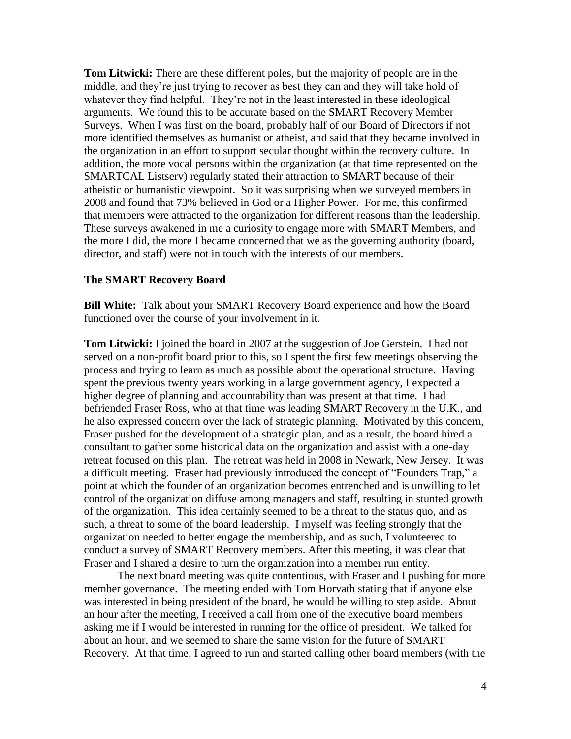**Tom Litwicki:** There are these different poles, but the majority of people are in the middle, and they're just trying to recover as best they can and they will take hold of whatever they find helpful. They're not in the least interested in these ideological arguments. We found this to be accurate based on the SMART Recovery Member Surveys. When I was first on the board, probably half of our Board of Directors if not more identified themselves as humanist or atheist, and said that they became involved in the organization in an effort to support secular thought within the recovery culture. In addition, the more vocal persons within the organization (at that time represented on the SMARTCAL Listserv) regularly stated their attraction to SMART because of their atheistic or humanistic viewpoint. So it was surprising when we surveyed members in 2008 and found that 73% believed in God or a Higher Power. For me, this confirmed that members were attracted to the organization for different reasons than the leadership. These surveys awakened in me a curiosity to engage more with SMART Members, and the more I did, the more I became concerned that we as the governing authority (board, director, and staff) were not in touch with the interests of our members.

### The SMART Recovery Board

**Bill White:** Talk about your SMART Recovery Board experience and how the Board functioned over the course of your involvement in it.

**Tom Litwicki:** I joined the board in 2007 at the suggestion of Joe Gerstein. I had not served on a non-profit board prior to this, so I spent the first few meetings observing the process and trying to learn as much as possible about the operational structure. Having spent the previous twenty years working in a large government agency, I expected a higher degree of planning and accountability than was present at that time. I had befriended Fraser Ross, who at that time was leading SMART Recovery in the U.K., and he also expressed concern over the lack of strategic planning. Motivated by this concern, Fraser pushed for the development of a strategic plan, and as a result, the board hired a consultant to gather some historical data on the organization and assist with a one-day retreat focused on this plan. The retreat was held in 2008 in Newark, New Jersey. It was a difficult meeting. Fraser had previously introduced the concept of "Founders Trap," a point at which the founder of an organization becomes entrenched and is unwilling to let control of the organization diffuse among managers and staff, resulting in stunted growth of the organization. This idea certainly seemed to be a threat to the status quo, and as such, a threat to some of the board leadership. I myself was feeling strongly that the organization needed to better engage the membership, and as such, I volunteered to conduct a survey of SMART Recovery members. After this meeting, it was clear that Fraser and I shared a desire to turn the organization into a member run entity.

The next board meeting was quite contentious, with Fraser and I pushing for more member governance. The meeting ended with Tom Horvath stating that if anyone else was interested in being president of the board, he would be willing to step aside. About an hour after the meeting, I received a call from one of the executive board members asking me if I would be interested in running for the office of president. We talked for about an hour, and we seemed to share the same vision for the future of SMART Recovery. At that time, I agreed to run and started calling other board members (with the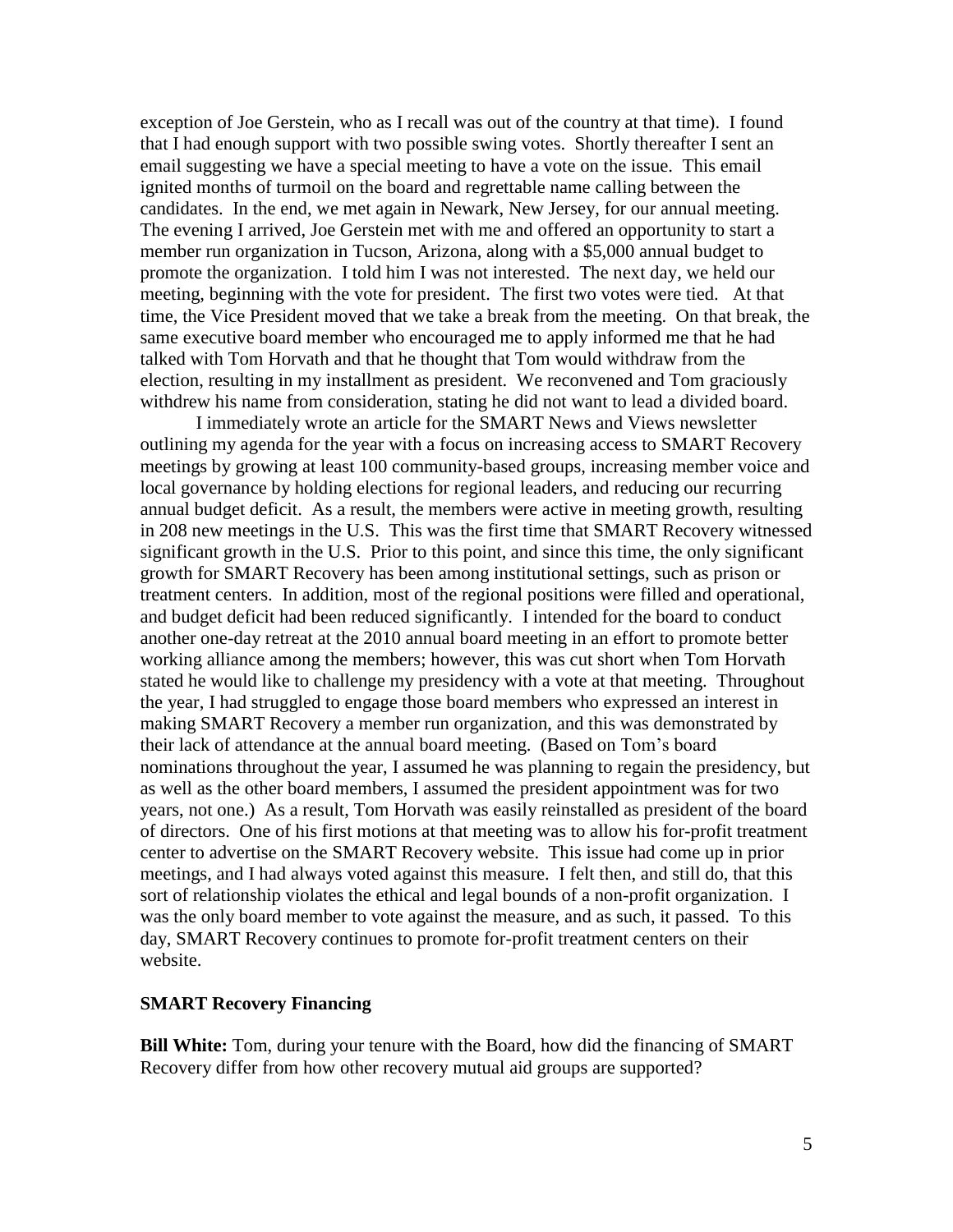exception of Joe Gerstein, who as I recall was out of the country at that time). I found that I had enough support with two possible swing votes. Shortly thereafter I sent an email suggesting we have a special meeting to have a vote on the issue. This email ignited months of turmoil on the board and regrettable name calling between the candidates. In the end, we met again in Newark, New Jersey, for our annual meeting. The evening I arrived, Joe Gerstein met with me and offered an opportunity to start a member run organization in Tucson, Arizona, along with a $5,000 annual budget to promote the organization. I told him I was not interested. The next day, we held our meeting, beginning with the vote for president. The first two votes were tied. At that time, the Vice President moved that we take a break from the meeting. On that break, the same executive board member who encouraged me to apply informed me that he had talked with Tom Horvath and that he thought that Tom would withdraw from the election, resulting in my installment as president. We reconvened and Tom graciously withdrew his name from consideration, stating he did not want to lead a divided board.

I immediately wrote an article for the SMART News and Views newsletter outlining my agenda for the year with a focus on increasing access to SMART Recovery meetings by growing at least 100 community-based groups, increasing member voice and local governance by holding elections for regional leaders, and reducing our recurring annual budget deficit. As a result, the members were active in meeting growth, resulting in 208 new meetings in the U.S. This was the first time that SMART Recovery witnessed significant growth in the U.S. Prior to this point, and since this time, the only significant growth for SMART Recovery has been among institutional settings, such as prison or treatment centers. In addition, most of the regional positions were filled and operational, and budget deficit had been reduced significantly. I intended for the board to conduct another one-day retreat at the 2010 annual board meeting in an effort to promote better working alliance among the members; however, this was cut short when Tom Horvath stated he would like to challenge my presidency with a vote at that meeting. Throughout the year, I had struggled to engage those board members who expressed an interest in making SMART Recovery a member run organization, and this was demonstrated by their lack of attendance at the annual board meeting. (Based on Tom's board nominations throughout the year, I assumed he was planning to regain the presidency, but as well as the other board members, I assumed the president appointment was for two years, not one.) As a result, Tom Horvath was easily reinstalled as president of the board of directors. One of his first motions at that meeting was to allow his for-profit treatment center to advertise on the SMART Recovery website. This issue had come up in prior meetings, and I had always voted against this measure. I felt then, and still do, that this sort of relationship violates the ethical and legal bounds of a non-profit organization. I was the only board member to vote against the measure, and as such, it passed. To this day, SMART Recovery continues to promote for-profit treatment centers on their website.

## SMART Recovery Financing

**Bill White:** Tom, during your tenure with the Board, how did the financing of SMART Recovery differ from how other recovery mutual aid groups are supported?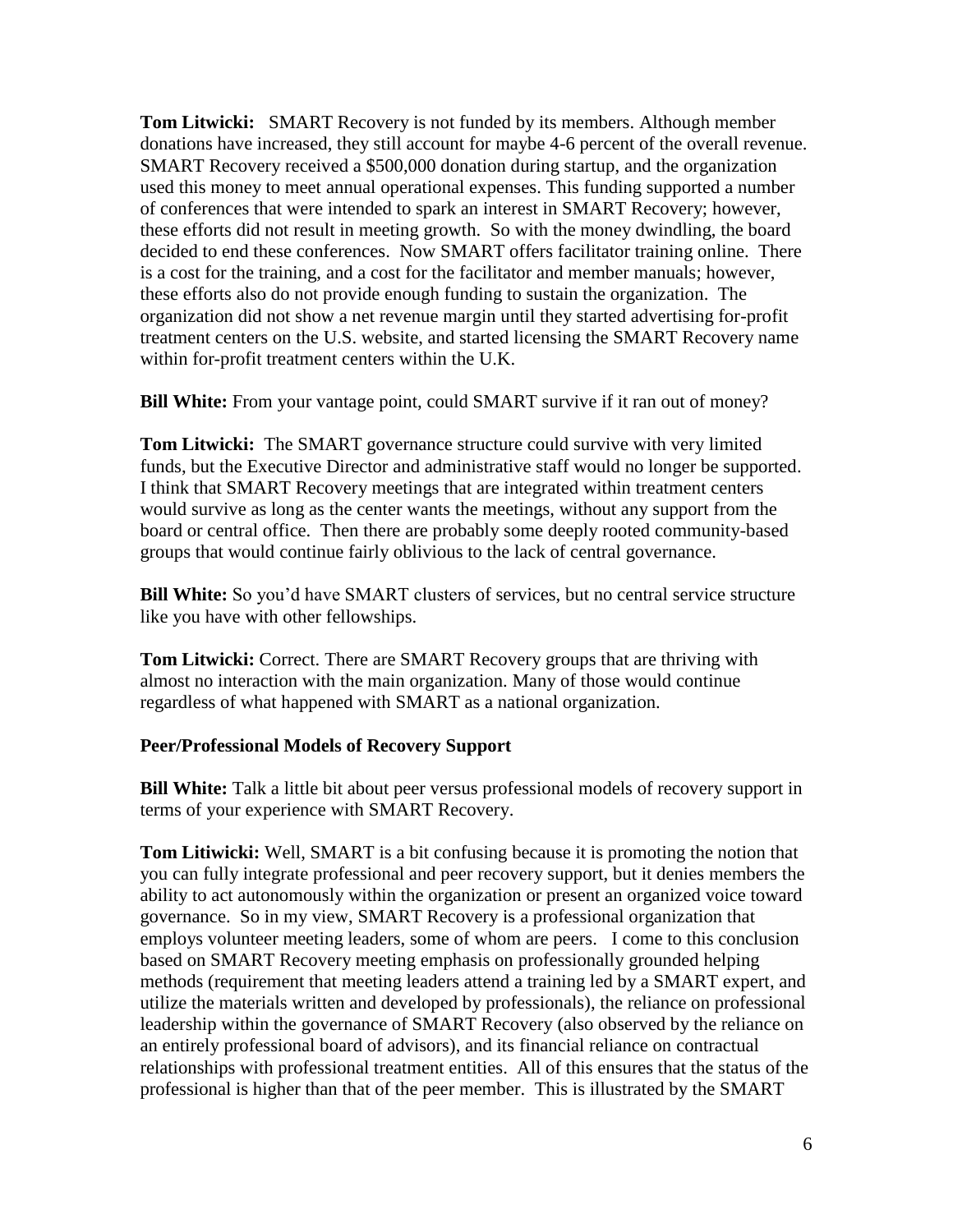**Tom Litwicki:** SMART Recovery is not funded by its members. Although member donations have increased, they still account for maybe 4-6 percent of the overall revenue. SMART Recovery received a $500,000 donation during startup, and the organization used this money to meet annual operational expenses. This funding supported a number of conferences that were intended to spark an interest in SMART Recovery; however, these efforts did not result in meeting growth. So with the money dwindling, the board decided to end these conferences. Now SMART offers facilitator training online. There is a cost for the training, and a cost for the facilitator and member manuals; however, these efforts also do not provide enough funding to sustain the organization. The organization did not show a net revenue margin until they started advertising for-profit treatment centers on the U.S. website, and started licensing the SMART Recovery name within for-profit treatment centers within the U.K.

**Bill White:** From your vantage point, could SMART survive if it ran out of money?

**Tom Litwicki:** The SMART governance structure could survive with very limited funds, but the Executive Director and administrative staff would no longer be supported. I think that SMART Recovery meetings that are integrated within treatment centers would survive as long as the center wants the meetings, without any support from the board or central office. Then there are probably some deeply rooted community-based groups that would continue fairly oblivious to the lack of central governance.

**Bill White:** So you'd have SMART clusters of services, but no central service structure like you have with other fellowships.

**Tom Litwicki:** Correct. There are SMART Recovery groups that are thriving with almost no interaction with the main organization. Many of those would continue regardless of what happened with SMART as a national organization.

**Peer/Professional Models of Recovery Support**

**Bill White:** Talk a little bit about peer versus professional models of recovery support in terms of your experience with SMART Recovery.

**Tom Litiwicki:** Well, SMART is a bit confusing because it is promoting the notion that you can fully integrate professional and peer recovery support, but it denies members the ability to act autonomously within the organization or present an organized voice toward governance. So in my view, SMART Recovery is a professional organization that employs volunteer meeting leaders, some of whom are peers. I come to this conclusion based on SMART Recovery meeting emphasis on professionally grounded helping methods (requirement that meeting leaders attend a training led by a SMART expert, and utilize the materials written and developed by professionals), the reliance on professional leadership within the governance of SMART Recovery (also observed by the reliance on an entirely professional board of advisors), and its financial reliance on contractual relationships with professional treatment entities. All of this ensures that the status of the professional is higher than that of the peer member. This is illustrated by the SMART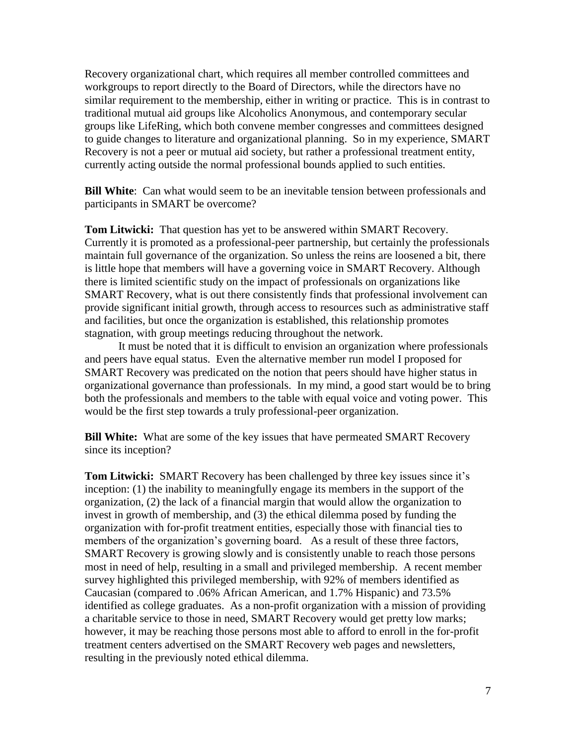Recovery organizational chart, which requires all member controlled committees and workgroups to report directly to the Board of Directors, while the directors have no similar requirement to the membership, either in writing or practice. This is in contrast to traditional mutual aid groups like Alcoholics Anonymous, and contemporary secular groups like LifeRing, which both convene member congresses and committees designed to guide changes to literature and organizational planning. So in my experience, SMART Recovery is not a peer or mutual aid society, but rather a professional treatment entity, currently acting outside the normal professional bounds applied to such entities.

**Bill White**: Can what would seem to be an inevitable tension between professionals and participants in SMART be overcome?

**Tom Litwicki:** That question has yet to be answered within SMART Recovery. Currently it is promoted as a professional-peer partnership, but certainly the professionals maintain full governance of the organization. So unless the reins are loosened a bit, there is little hope that members will have a governing voice in SMART Recovery. Although there is limited scientific study on the impact of professionals on organizations like SMART Recovery, what is out there consistently finds that professional involvement can provide significant initial growth, through access to resources such as administrative staff and facilities, but once the organization is established, this relationship promotes stagnation, with group meetings reducing throughout the network.

It must be noted that it is difficult to envision an organization where professionals and peers have equal status. Even the alternative member run model I proposed for SMART Recovery was predicated on the notion that peers should have higher status in organizational governance than professionals. In my mind, a good start would be to bring both the professionals and members to the table with equal voice and voting power. This would be the first step towards a truly professional-peer organization.

**Bill White:** What are some of the key issues that have permeated SMART Recovery since its inception?

**Tom Litwicki:** SMART Recovery has been challenged by three key issues since it's inception: (1) the inability to meaningfully engage its members in the support of the organization, (2) the lack of a financial margin that would allow the organization to invest in growth of membership, and (3) the ethical dilemma posed by funding the organization with for-profit treatment entities, especially those with financial ties to members of the organization's governing board. As a result of these three factors, SMART Recovery is growing slowly and is consistently unable to reach those persons most in need of help, resulting in a small and privileged membership. A recent member survey highlighted this privileged membership, with 92% of members identified as Caucasian (compared to .06% African American, and 1.7% Hispanic) and 73.5% identified as college graduates. As a non-profit organization with a mission of providing a charitable service to those in need, SMART Recovery would get pretty low marks; however, it may be reaching those persons most able to afford to enroll in the for-profit treatment centers advertised on the SMART Recovery web pages and newsletters, resulting in the previously noted ethical dilemma.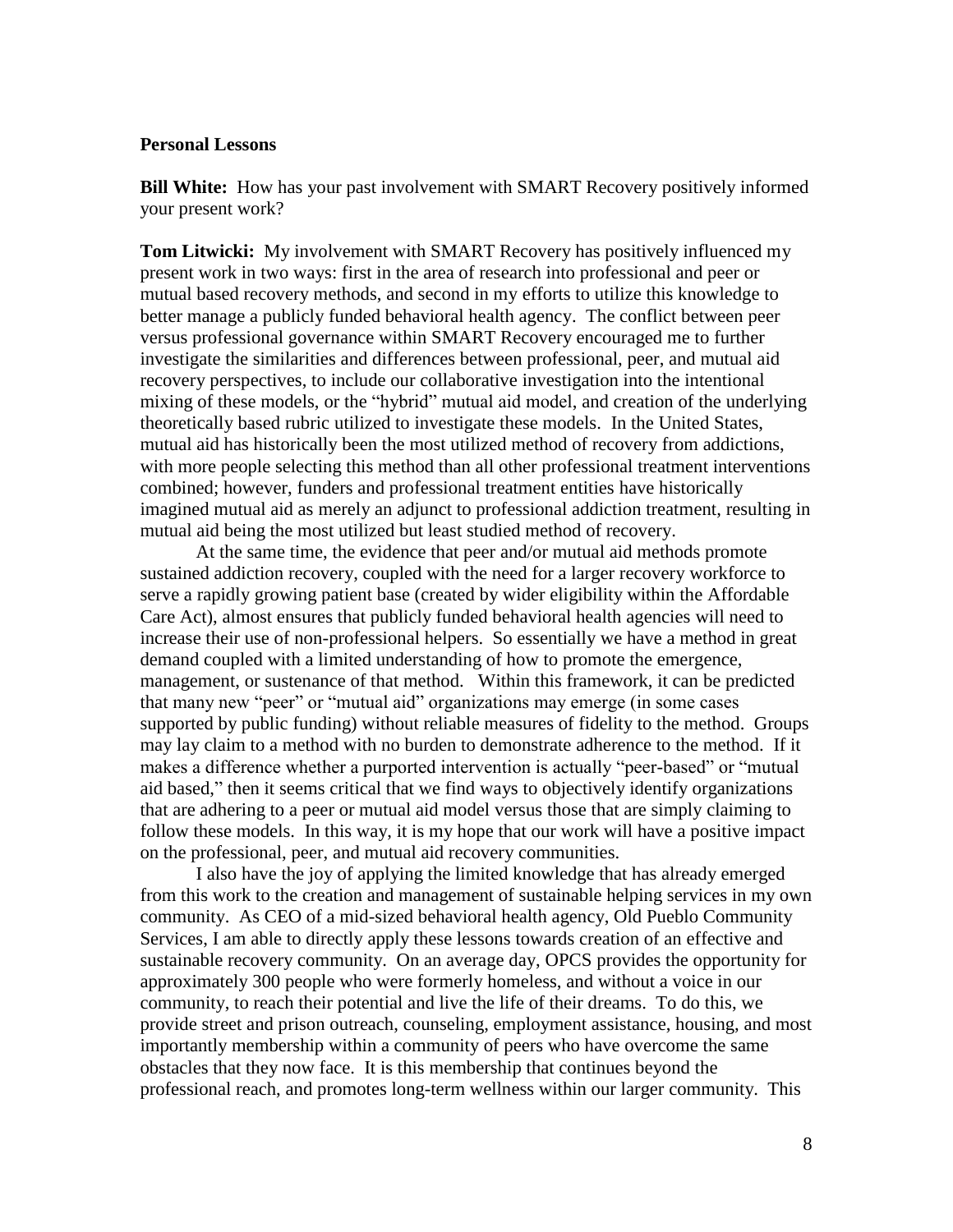**Personal Lessons**

**Bill White:** How has your past involvement with SMART Recovery positively informed your present work?

**Tom Litwicki:** My involvement with SMART Recovery has positively influenced my present work in two ways: first in the area of research into professional and peer or mutual based recovery methods, and second in my efforts to utilize this knowledge to better manage a publicly funded behavioral health agency. The conflict between peer versus professional governance within SMART Recovery encouraged me to further investigate the similarities and differences between professional, peer, and mutual aid recovery perspectives, to include our collaborative investigation into the intentional mixing of these models, or the "hybrid" mutual aid model, and creation of the underlying theoretically based rubric utilized to investigate these models. In the United States, mutual aid has historically been the most utilized method of recovery from addictions, with more people selecting this method than all other professional treatment interventions combined; however, funders and professional treatment entities have historically imagined mutual aid as merely an adjunct to professional addiction treatment, resulting in mutual aid being the most utilized but least studied method of recovery.

At the same time, the evidence that peer and/or mutual aid methods promote sustained addiction recovery, coupled with the need for a larger recovery workforce to serve a rapidly growing patient base (created by wider eligibility within the Affordable Care Act), almost ensures that publicly funded behavioral health agencies will need to increase their use of non-professional helpers. So essentially we have a method in great demand coupled with a limited understanding of how to promote the emergence, management, or sustenance of that method. Within this framework, it can be predicted that many new "peer" or "mutual aid" organizations may emerge (in some cases supported by public funding) without reliable measures of fidelity to the method. Groups may lay claim to a method with no burden to demonstrate adherence to the method. If it makes a difference whether a purported intervention is actually "peer-based" or "mutual aid based," then it seems critical that we find ways to objectively identify organizations that are adhering to a peer or mutual aid model versus those that are simply claiming to follow these models. In this way, it is my hope that our work will have a positive impact on the professional, peer, and mutual aid recovery communities.

I also have the joy of applying the limited knowledge that has already emerged from this work to the creation and management of sustainable helping services in my own community. As CEO of a mid-sized behavioral health agency, Old Pueblo Community Services, I am able to directly apply these lessons towards creation of an effective and sustainable recovery community. On an average day, OPCS provides the opportunity for approximately 300 people who were formerly homeless, and without a voice in our community, to reach their potential and live the life of their dreams. To do this, we provide street and prison outreach, counseling, employment assistance, housing, and most importantly membership within a community of peers who have overcome the same obstacles that they now face. It is this membership that continues beyond the professional reach, and promotes long-term wellness within our larger community. This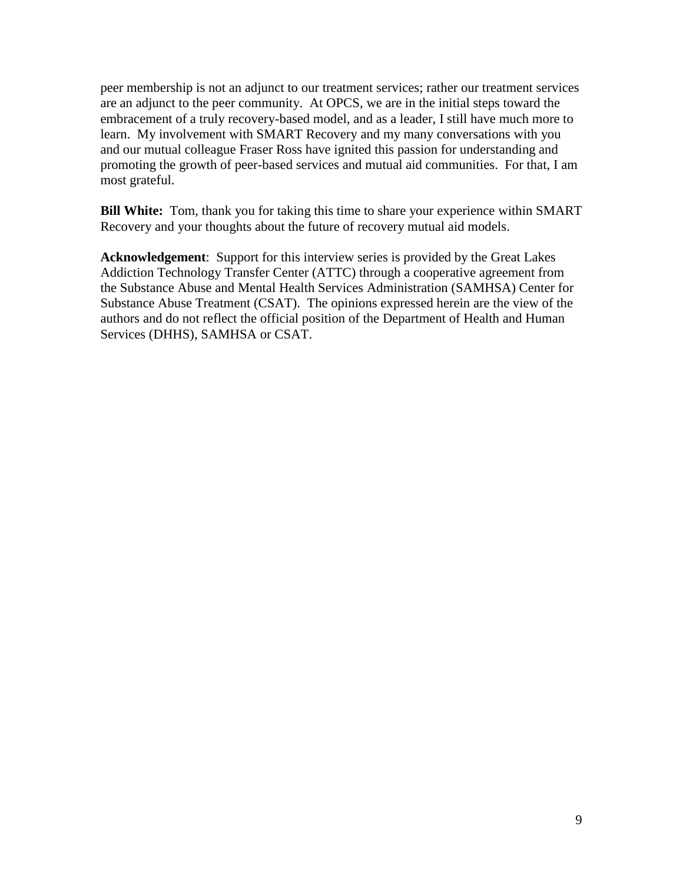peer membership is not an adjunct to our treatment services; rather our treatment services are an adjunct to the peer community. At OPCS, we are in the initial steps toward the embracement of a truly recovery-based model, and as a leader, I still have much more to learn. My involvement with SMART Recovery and my many conversations with you and our mutual colleague Fraser Ross have ignited this passion for understanding and promoting the growth of peer-based services and mutual aid communities. For that, I am most grateful.

**Bill White:** Tom, thank you for taking this time to share your experience within SMART Recovery and your thoughts about the future of recovery mutual aid models.

**Acknowledgement**: Support for this interview series is provided by the Great Lakes Addiction Technology Transfer Center (ATTC) through a cooperative agreement from the Substance Abuse and Mental Health Services Administration (SAMHSA) Center for Substance Abuse Treatment (CSAT). The opinions expressed herein are the view of the authors and do not reflect the official position of the Department of Health and Human Services (DHHS), SAMHSA or CSAT.